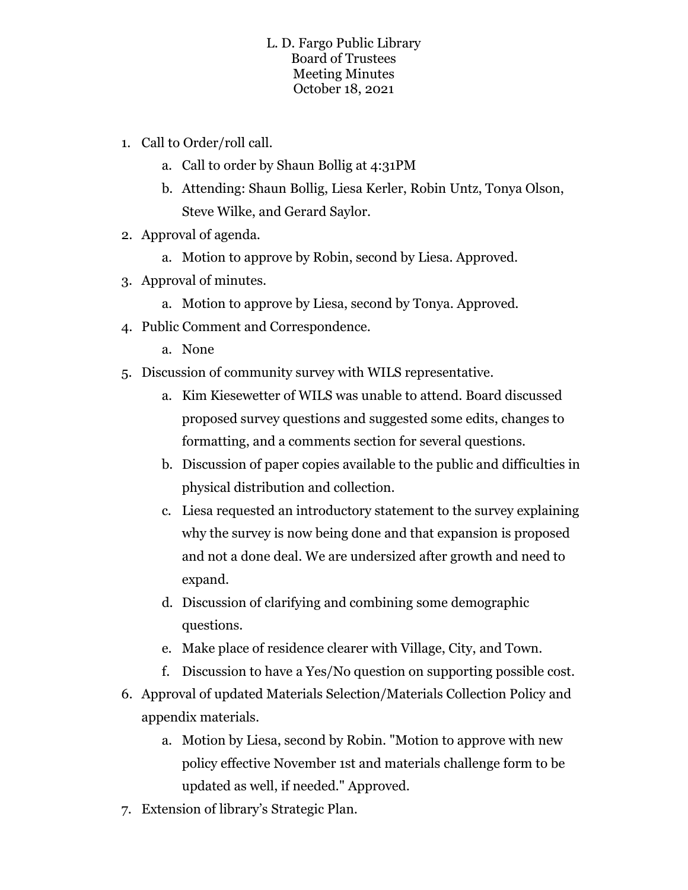# L. D. Fargo Public Library
## Board of Trustees
## Meeting Minutes
## October 18, 2021

1. Call to Order/roll call.
    a. Call to order by Shaun Bollig at 4:31PM
    b. Attending: Shaun Bollig, Liesa Kerler, Robin Untz, Tonya Olson, Steve Wilke, and Gerard Saylor.
2. Approval of agenda.
    a. Motion to approve by Robin, second by Liesa. Approved.
3. Approval of minutes.
    a. Motion to approve by Liesa, second by Tonya. Approved.
4. Public Comment and Correspondence.
    a. None
5. Discussion of community survey with WILS representative.
    a. Kim Kiesewetter of WILS was unable to attend. Board discussed proposed survey questions and suggested some edits, changes to formatting, and a comments section for several questions.
    b. Discussion of paper copies available to the public and difficulties in physical distribution and collection.
    c. Liesa requested an introductory statement to the survey explaining why the survey is now being done and that expansion is proposed and not a done deal. We are undersized after growth and need to expand.
    d. Discussion of clarifying and combining some demographic questions.
    e. Make place of residence clearer with Village, City, and Town.
    f. Discussion to have a Yes/No question on supporting possible cost.
6. Approval of updated Materials Selection/Materials Collection Policy and appendix materials.
    a. Motion by Liesa, second by Robin. "Motion to approve with new policy effective November 1st and materials challenge form to be updated as well, if needed." Approved.
7. Extension of library's Strategic Plan.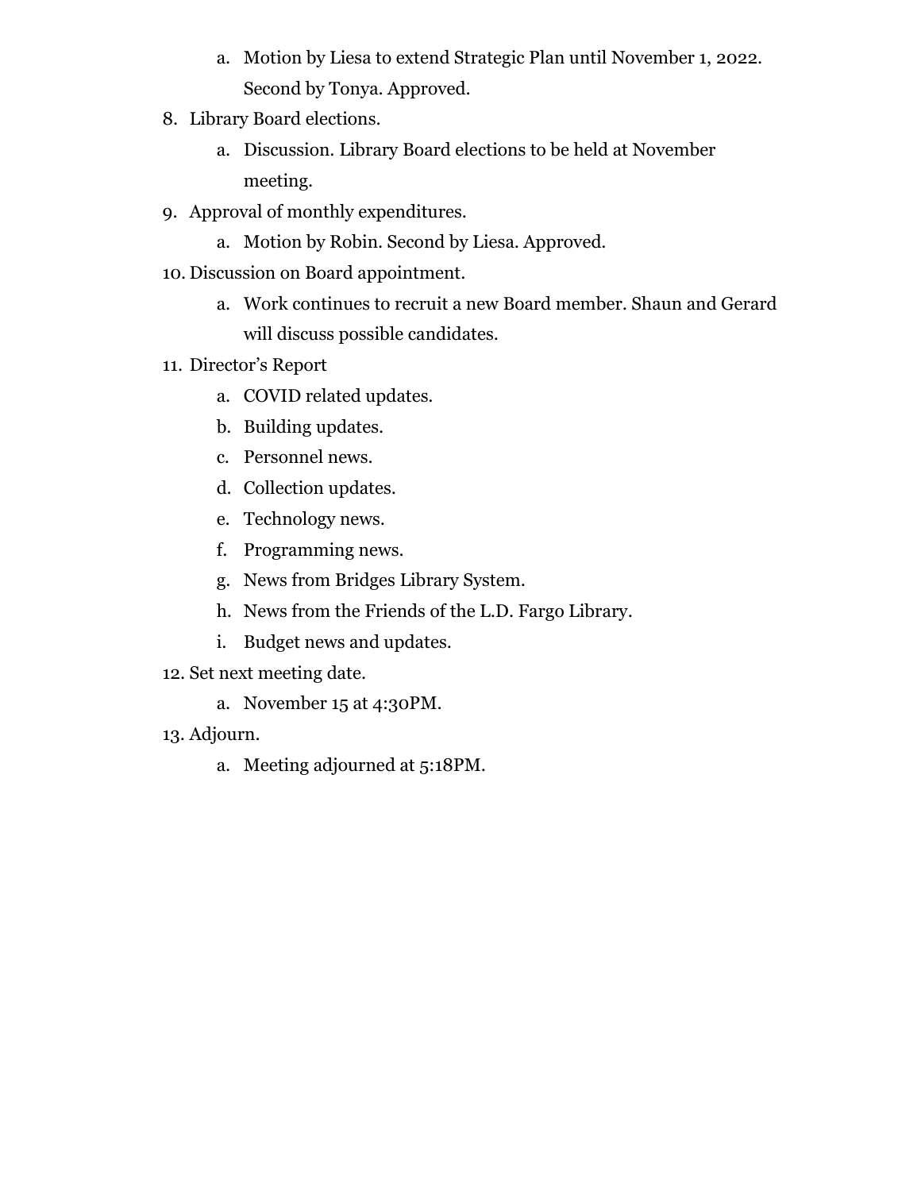a. Motion by Liesa to extend Strategic Plan until November 1, 2022. Second by Tonya. Approved.

8. Library Board elections.
   a. Discussion. Library Board elections to be held at November meeting.
9. Approval of monthly expenditures.
   a. Motion by Robin. Second by Liesa. Approved.
10. Discussion on Board appointment.
    a. Work continues to recruit a new Board member. Shaun and Gerard will discuss possible candidates.
11. Director's Report
    a. COVID related updates.
    b. Building updates.
    c. Personnel news.
    d. Collection updates.
    e. Technology news.
    f. Programming news.
    g. News from Bridges Library System.
    h. News from the Friends of the L.D. Fargo Library.
    i. Budget news and updates.
12. Set next meeting date.
    a. November 15 at 4:30PM.
13. Adjourn.
    a. Meeting adjourned at 5:18PM.